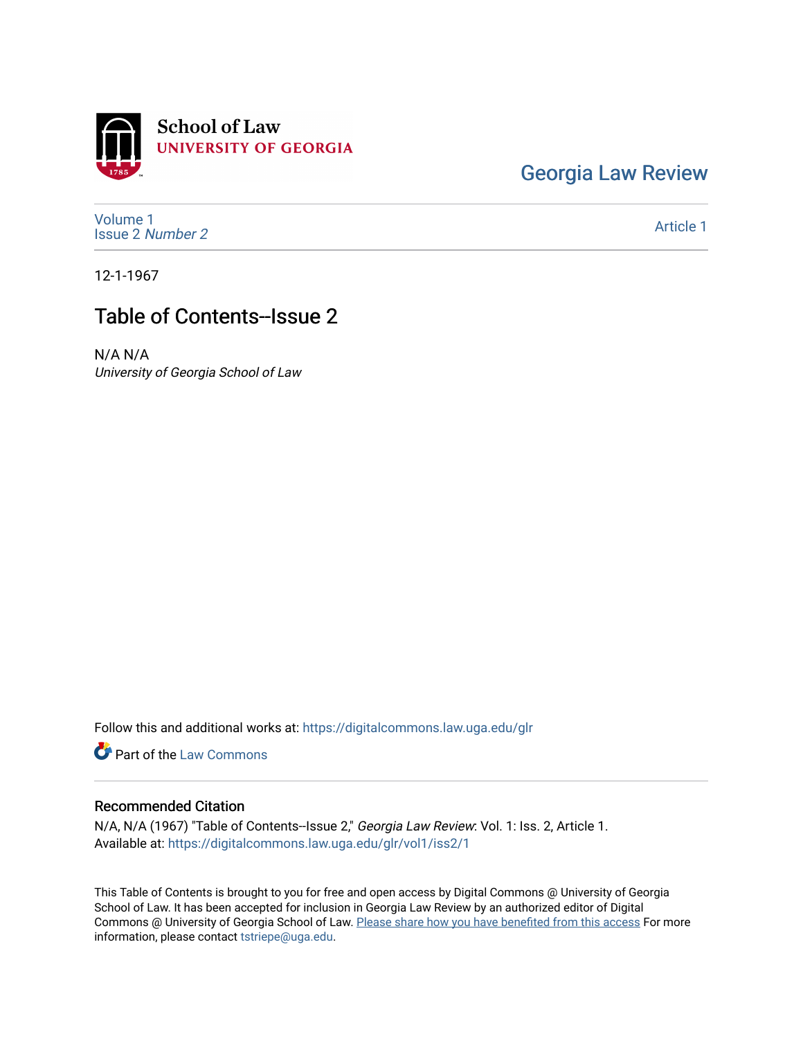School of Law
UNIVERSITY OF GEORGIA

Georgia Law Review

Volume 1
Issue 2 *Number 2*

Article 1

12-1-1967

# Table of Contents--Issue 2

N/A N/A
*University of Georgia School of Law*

Follow this and additional works at: https://digitalcommons.law.uga.edu/glr

Part of the Law Commons

## Recommended Citation

N/A, N/A (1967) "Table of Contents--Issue 2," *Georgia Law Review*: Vol. 1: Iss. 2, Article 1.
Available at: https://digitalcommons.law.uga.edu/glr/vol1/iss2/1

This Table of Contents is brought to you for free and open access by Digital Commons @ University of Georgia School of Law. It has been accepted for inclusion in Georgia Law Review by an authorized editor of Digital Commons @ University of Georgia School of Law. Please share how you have benefited from this access For more information, please contact tstriepe@uga.edu.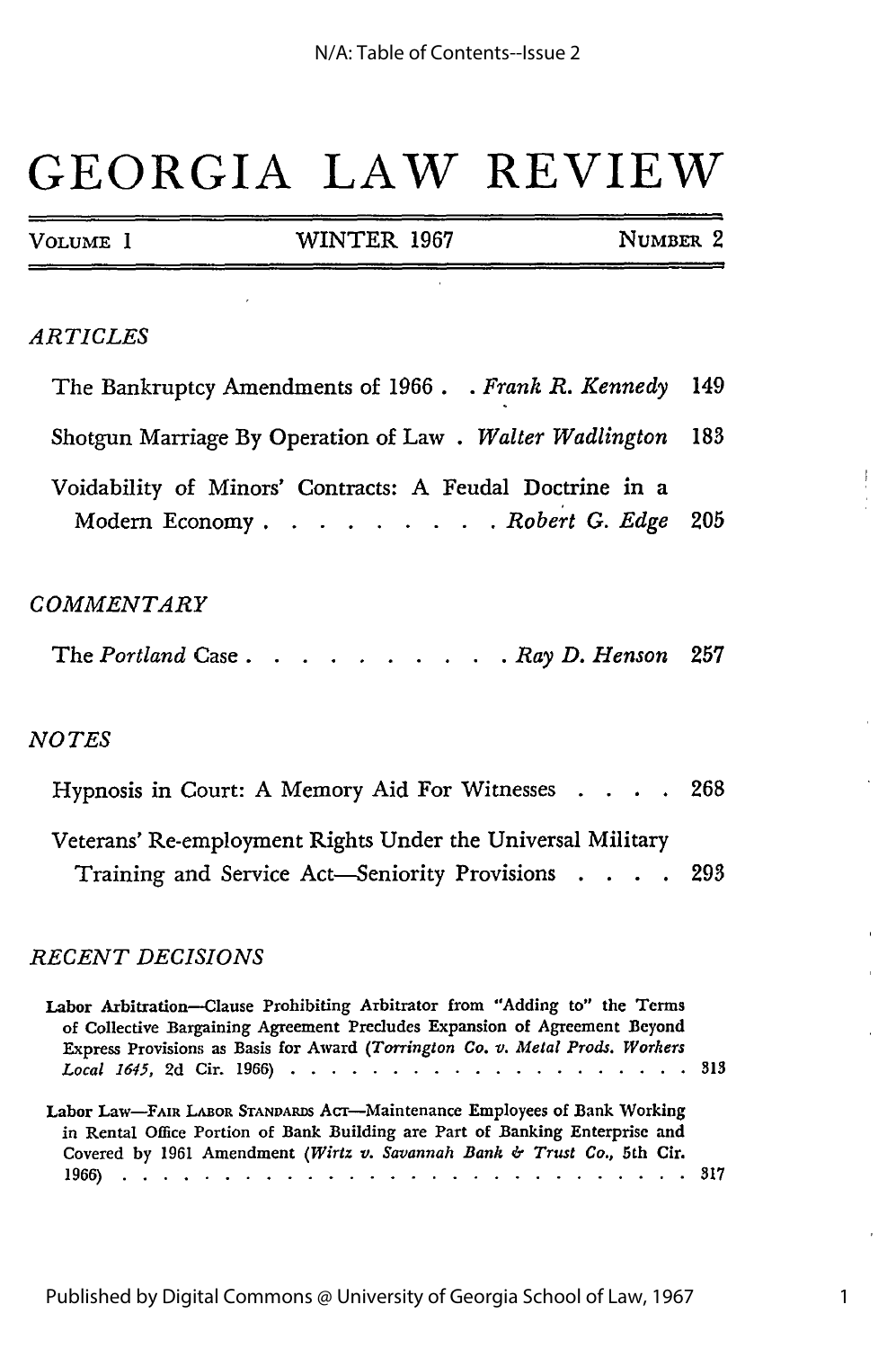# GEORGIA LAW REVIEW

VOLUME 1 | WINTER 1967 | NUMBER 2

## *ARTICLES*

The Bankruptcy Amendments of 1966 . . *Frank R. Kennedy* 149

Shotgun Marriage By Operation of Law . *Walter Wadlington* 183

Voidability of Minors' Contracts: A Feudal Doctrine in a Modern Economy . . . . . . . . . *Robert G. Edge* 205

## *COMMENTARY*

The *Portland* Case . . . . . . . . . . *Ray D. Henson* 257

## *NOTES*

Hypnosis in Court: A Memory Aid For Witnesses . . . . 268

Veterans' Re-employment Rights Under the Universal Military Training and Service Act—Seniority Provisions . . . . 293

## *RECENT DECISIONS*

Labor Arbitration—Clause Prohibiting Arbitrator from "Adding to" the Terms of Collective Bargaining Agreement Precludes Expansion of Agreement Beyond Express Provisions as Basis for Award (*Torrington Co. v. Metal Prods. Workers Local 1645*, 2d Cir. 1966) . . . . . . . . . . . . . . . . . . . . 313

Labor Law—FAIR LABOR STANDARDS ACT—Maintenance Employees of Bank Working in Rental Office Portion of Bank Building are Part of Banking Enterprise and Covered by 1961 Amendment (*Wirtz v. Savannah Bank & Trust Co.*, 5th Cir. 1966) . . . . . . . . . . . . . . . . . . . . . . . . . . . . . 317